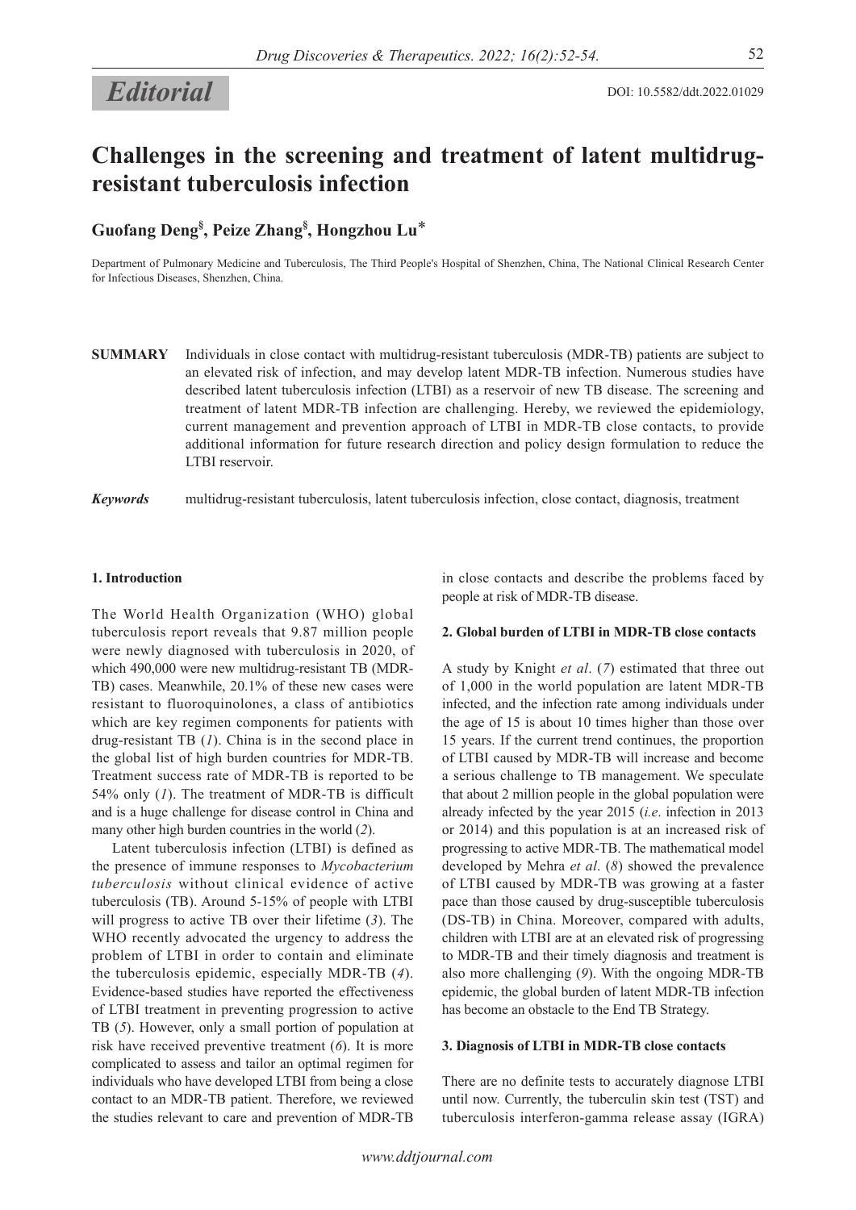*Editorial*

DOI: 10.5582/ddt.2022.01029

# Challenges in the screening and treatment of latent multidrug-resistant tuberculosis infection

**Guofang Deng[§], Peize Zhang[§], Hongzhou Lu[*]**

Department of Pulmonary Medicine and Tuberculosis, The Third People's Hospital of Shenzhen, China, The National Clinical Research Center for Infectious Diseases, Shenzhen, China.

**SUMMARY** Individuals in close contact with multidrug-resistant tuberculosis (MDR-TB) patients are subject to an elevated risk of infection, and may develop latent MDR-TB infection. Numerous studies have described latent tuberculosis infection (LTBI) as a reservoir of new TB disease. The screening and treatment of latent MDR-TB infection are challenging. Hereby, we reviewed the epidemiology, current management and prevention approach of LTBI in MDR-TB close contacts, to provide additional information for future research direction and policy design formulation to reduce the LTBI reservoir.

***Keywords*** multidrug-resistant tuberculosis, latent tuberculosis infection, close contact, diagnosis, treatment

## 1. Introduction

The World Health Organization (WHO) global tuberculosis report reveals that 9.87 million people were newly diagnosed with tuberculosis in 2020, of which 490,000 were new multidrug-resistant TB (MDR-TB) cases. Meanwhile, 20.1% of these new cases were resistant to fluoroquinolones, a class of antibiotics which are key regimen components for patients with drug-resistant TB (*1*). China is in the second place in the global list of high burden countries for MDR-TB. Treatment success rate of MDR-TB is reported to be 54% only (*1*). The treatment of MDR-TB is difficult and is a huge challenge for disease control in China and many other high burden countries in the world (*2*).

Latent tuberculosis infection (LTBI) is defined as the presence of immune responses to *Mycobacterium tuberculosis* without clinical evidence of active tuberculosis (TB). Around 5-15% of people with LTBI will progress to active TB over their lifetime (*3*). The WHO recently advocated the urgency to address the problem of LTBI in order to contain and eliminate the tuberculosis epidemic, especially MDR-TB (*4*). Evidence-based studies have reported the effectiveness of LTBI treatment in preventing progression to active TB (*5*). However, only a small portion of population at risk have received preventive treatment (*6*). It is more complicated to assess and tailor an optimal regimen for individuals who have developed LTBI from being a close contact to an MDR-TB patient. Therefore, we reviewed the studies relevant to care and prevention of MDR-TB in close contacts and describe the problems faced by people at risk of MDR-TB disease.

## 2. Global burden of LTBI in MDR-TB close contacts

A study by Knight *et al*. (*7*) estimated that three out of 1,000 in the world population are latent MDR-TB infected, and the infection rate among individuals under the age of 15 is about 10 times higher than those over 15 years. If the current trend continues, the proportion of LTBI caused by MDR-TB will increase and become a serious challenge to TB management. We speculate that about 2 million people in the global population were already infected by the year 2015 (*i.e*. infection in 2013 or 2014) and this population is at an increased risk of progressing to active MDR-TB. The mathematical model developed by Mehra *et al*. (*8*) showed the prevalence of LTBI caused by MDR-TB was growing at a faster pace than those caused by drug-susceptible tuberculosis (DS-TB) in China. Moreover, compared with adults, children with LTBI are at an elevated risk of progressing to MDR-TB and their timely diagnosis and treatment is also more challenging (*9*). With the ongoing MDR-TB epidemic, the global burden of latent MDR-TB infection has become an obstacle to the End TB Strategy.

## 3. Diagnosis of LTBI in MDR-TB close contacts

There are no definite tests to accurately diagnose LTBI until now. Currently, the tuberculin skin test (TST) and tuberculosis interferon-gamma release assay (IGRA)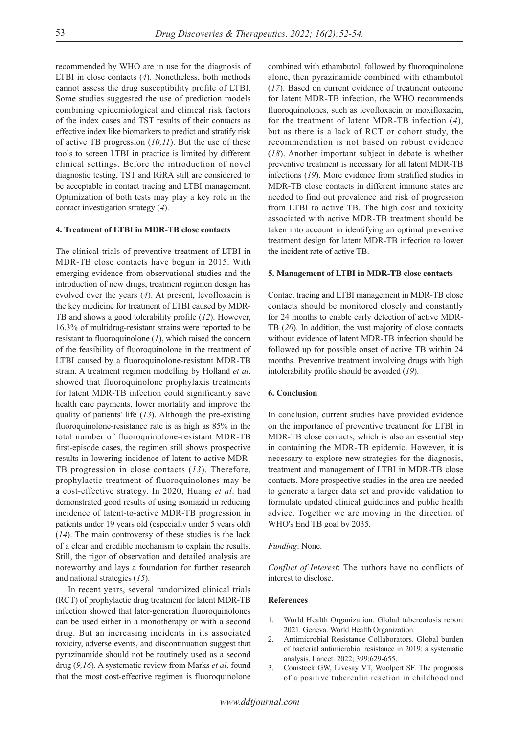recommended by WHO are in use for the diagnosis of LTBI in close contacts (*4*). Nonetheless, both methods cannot assess the drug susceptibility profile of LTBI. Some studies suggested the use of prediction models combining epidemiological and clinical risk factors of the index cases and TST results of their contacts as effective index like biomarkers to predict and stratify risk of active TB progression (*10,11*). But the use of these tools to screen LTBI in practice is limited by different clinical settings. Before the introduction of novel diagnostic testing, TST and IGRA still are considered to be acceptable in contact tracing and LTBI management. Optimization of both tests may play a key role in the contact investigation strategy (*4*).

#### 4. Treatment of LTBI in MDR-TB close contacts

The clinical trials of preventive treatment of LTBI in MDR-TB close contacts have begun in 2015. With emerging evidence from observational studies and the introduction of new drugs, treatment regimen design has evolved over the years (*4*). At present, levofloxacin is the key medicine for treatment of LTBI caused by MDR-TB and shows a good tolerability profile (*12*). However, 16.3% of multidrug-resistant strains were reported to be resistant to fluoroquinolone (*1*), which raised the concern of the feasibility of fluoroquinolone in the treatment of LTBI caused by a fluoroquinolone-resistant MDR-TB strain. A treatment regimen modelling by Holland *et al*. showed that fluoroquinolone prophylaxis treatments for latent MDR-TB infection could significantly save health care payments, lower mortality and improve the quality of patients' life (*13*). Although the pre-existing fluoroquinolone-resistance rate is as high as 85% in the total number of fluoroquinolone-resistant MDR-TB first-episode cases, the regimen still shows prospective results in lowering incidence of latent-to-active MDR-TB progression in close contacts (*13*). Therefore, prophylactic treatment of fluoroquinolones may be a cost-effective strategy. In 2020, Huang *et al*. had demonstrated good results of using isoniazid in reducing incidence of latent-to-active MDR-TB progression in patients under 19 years old (especially under 5 years old) (*14*). The main controversy of these studies is the lack of a clear and credible mechanism to explain the results. Still, the rigor of observation and detailed analysis are noteworthy and lays a foundation for further research and national strategies (*15*).

In recent years, several randomized clinical trials (RCT) of prophylactic drug treatment for latent MDR-TB infection showed that later-generation fluoroquinolones can be used either in a monotherapy or with a second drug. But an increasing incidents in its associated toxicity, adverse events, and discontinuation suggest that pyrazinamide should not be routinely used as a second drug (*9,16*). A systematic review from Marks *et al*. found that the most cost-effective regimen is fluoroquinolone combined with ethambutol, followed by fluoroquinolone alone, then pyrazinamide combined with ethambutol (*17*). Based on current evidence of treatment outcome for latent MDR-TB infection, the WHO recommends fluoroquinolones, such as levofloxacin or moxifloxacin, for the treatment of latent MDR-TB infection (*4*), but as there is a lack of RCT or cohort study, the recommendation is not based on robust evidence (*18*). Another important subject in debate is whether preventive treatment is necessary for all latent MDR-TB infections (*19*). More evidence from stratified studies in MDR-TB close contacts in different immune states are needed to find out prevalence and risk of progression from LTBI to active TB. The high cost and toxicity associated with active MDR-TB treatment should be taken into account in identifying an optimal preventive treatment design for latent MDR-TB infection to lower the incident rate of active TB.

#### 5. Management of LTBI in MDR-TB close contacts

Contact tracing and LTBI management in MDR-TB close contacts should be monitored closely and constantly for 24 months to enable early detection of active MDR-TB (*20*). In addition, the vast majority of close contacts without evidence of latent MDR-TB infection should be followed up for possible onset of active TB within 24 months. Preventive treatment involving drugs with high intolerability profile should be avoided (*19*).

#### 6. Conclusion

In conclusion, current studies have provided evidence on the importance of preventive treatment for LTBI in MDR-TB close contacts, which is also an essential step in containing the MDR-TB epidemic. However, it is necessary to explore new strategies for the diagnosis, treatment and management of LTBI in MDR-TB close contacts. More prospective studies in the area are needed to generate a larger data set and provide validation to formulate updated clinical guidelines and public health advice. Together we are moving in the direction of WHO's End TB goal by 2035.

*Funding*: None.

*Conflict of Interest*: The authors have no conflicts of interest to disclose.

#### References

1. World Health Organization. Global tuberculosis report 2021. Geneva. World Health Organization.
2. Antimicrobial Resistance Collaborators. Global burden of bacterial antimicrobial resistance in 2019: a systematic analysis. Lancet. 2022; 399:629-655.
3. Comstock GW, Livesay VT, Woolpert SF. The prognosis of a positive tuberculin reaction in childhood and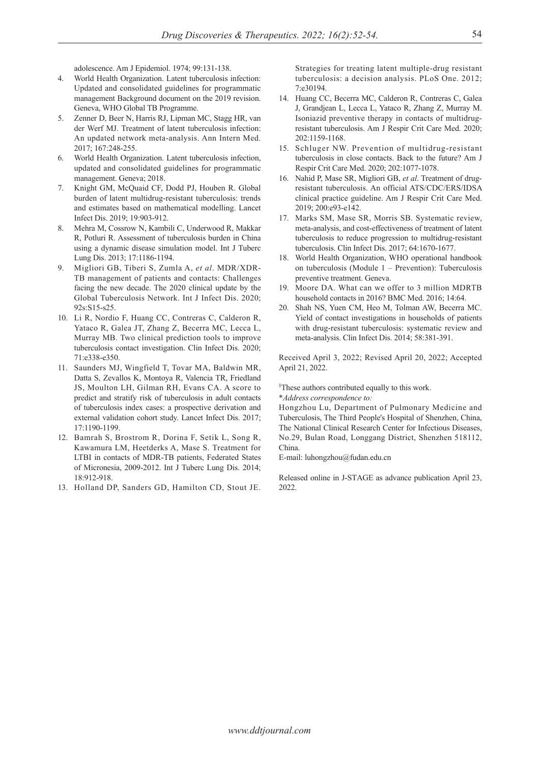adolescence. Am J Epidemiol. 1974; 99:131-138.

4. World Health Organization. Latent tuberculosis infection: Updated and consolidated guidelines for programmatic management Background document on the 2019 revision. Geneva, WHO Global TB Programme.
5. Zenner D, Beer N, Harris RJ, Lipman MC, Stagg HR, van der Werf MJ. Treatment of latent tuberculosis infection: An updated network meta-analysis. Ann Intern Med. 2017; 167:248-255.
6. World Health Organization. Latent tuberculosis infection, updated and consolidated guidelines for programmatic management. Geneva; 2018.
7. Knight GM, McQuaid CF, Dodd PJ, Houben R. Global burden of latent multidrug-resistant tuberculosis: trends and estimates based on mathematical modelling. Lancet Infect Dis. 2019; 19:903-912.
8. Mehra M, Cossrow N, Kambili C, Underwood R, Makkar R, Potluri R. Assessment of tuberculosis burden in China using a dynamic disease simulation model. Int J Tuberc Lung Dis. 2013; 17:1186-1194.
9. Migliori GB, Tiberi S, Zumla A, *et al*. MDR/XDR-TB management of patients and contacts: Challenges facing the new decade. The 2020 clinical update by the Global Tuberculosis Network. Int J Infect Dis. 2020; 92s:S15-s25.
10. Li R, Nordio F, Huang CC, Contreras C, Calderon R, Yataco R, Galea JT, Zhang Z, Becerra MC, Lecca L, Murray MB. Two clinical prediction tools to improve tuberculosis contact investigation. Clin Infect Dis. 2020; 71:e338-e350.
11. Saunders MJ, Wingfield T, Tovar MA, Baldwin MR, Datta S, Zevallos K, Montoya R, Valencia TR, Friedland JS, Moulton LH, Gilman RH, Evans CA. A score to predict and stratify risk of tuberculosis in adult contacts of tuberculosis index cases: a prospective derivation and external validation cohort study. Lancet Infect Dis. 2017; 17:1190-1199.
12. Bamrah S, Brostrom R, Dorina F, Setik L, Song R, Kawamura LM, Heetderks A, Mase S. Treatment for LTBI in contacts of MDR-TB patients, Federated States of Micronesia, 2009-2012. Int J Tuberc Lung Dis. 2014; 18:912-918.
13. Holland DP, Sanders GD, Hamilton CD, Stout JE. Strategies for treating latent multiple-drug resistant tuberculosis: a decision analysis. PLoS One. 2012; 7:e30194.
14. Huang CC, Becerra MC, Calderon R, Contreras C, Galea J, Grandjean L, Lecca L, Yataco R, Zhang Z, Murray M. Isoniazid preventive therapy in contacts of multidrug-resistant tuberculosis. Am J Respir Crit Care Med. 2020; 202:1159-1168.
15. Schluger NW. Prevention of multidrug-resistant tuberculosis in close contacts. Back to the future? Am J Respir Crit Care Med. 2020; 202:1077-1078.
16. Nahid P, Mase SR, Migliori GB, *et al*. Treatment of drug-resistant tuberculosis. An official ATS/CDC/ERS/IDSA clinical practice guideline. Am J Respir Crit Care Med. 2019; 200:e93-e142.
17. Marks SM, Mase SR, Morris SB. Systematic review, meta-analysis, and cost-effectiveness of treatment of latent tuberculosis to reduce progression to multidrug-resistant tuberculosis. Clin Infect Dis. 2017; 64:1670-1677.
18. World Health Organization, WHO operational handbook on tuberculosis (Module 1 – Prevention): Tuberculosis preventive treatment. Geneva.
19. Moore DA. What can we offer to 3 million MDRTB household contacts in 2016? BMC Med. 2016; 14:64.
20. Shah NS, Yuen CM, Heo M, Tolman AW, Becerra MC. Yield of contact investigations in households of patients with drug-resistant tuberculosis: systematic review and meta-analysis. Clin Infect Dis. 2014; 58:381-391.

Received April 3, 2022; Revised April 20, 2022; Accepted April 21, 2022.

[§]These authors contributed equally to this work.

*\*Address correspondence to:*

Hongzhou Lu, Department of Pulmonary Medicine and Tuberculosis, The Third People's Hospital of Shenzhen, China, The National Clinical Research Center for Infectious Diseases, No.29, Bulan Road, Longgang District, Shenzhen 518112, China.

E-mail: luhongzhou@fudan.edu.cn

Released online in J-STAGE as advance publication April 23, 2022.